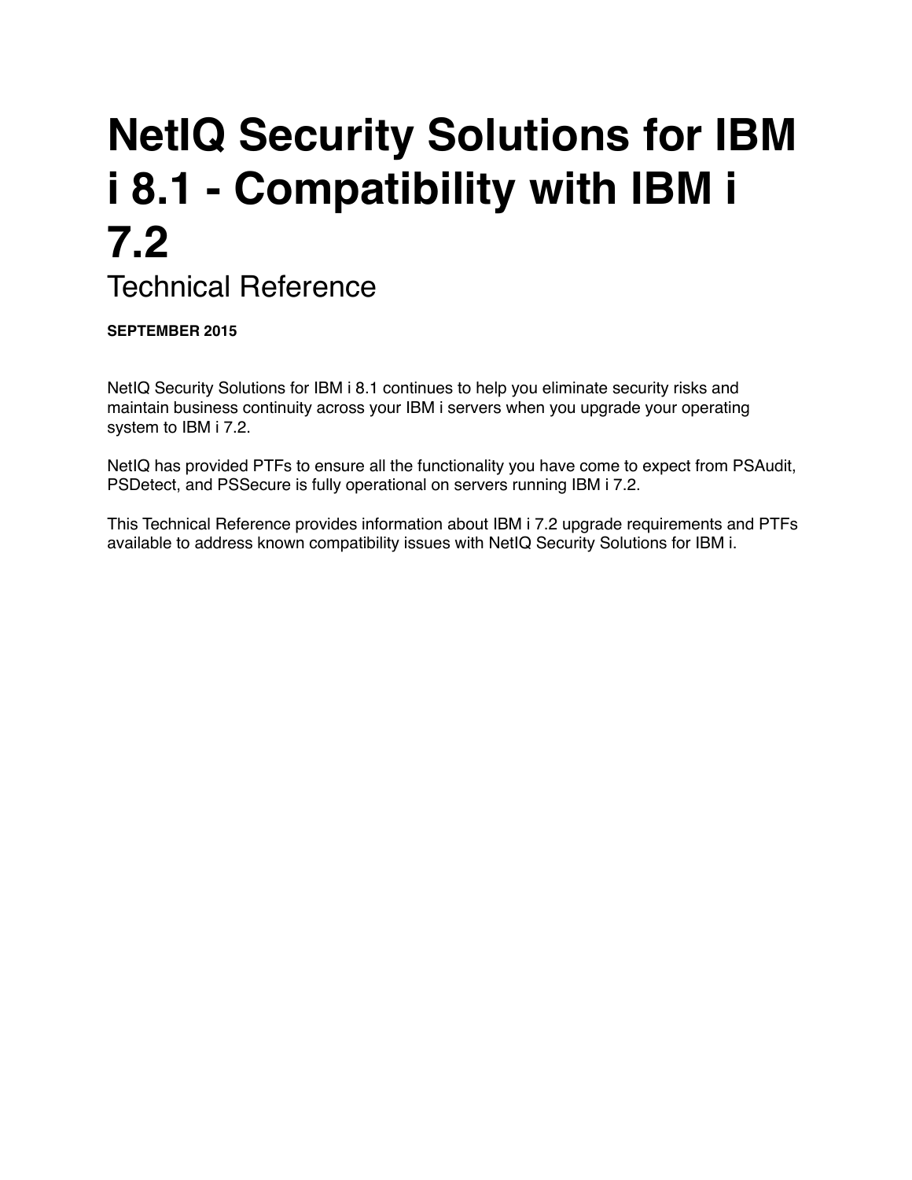# NetIQ Security Solutions for IBM i 8.1 - Compatibility with IBM i 7.2

## Technical Reference

**SEPTEMBER 2015**

NetIQ Security Solutions for IBM i 8.1 continues to help you eliminate security risks and maintain business continuity across your IBM i servers when you upgrade your operating system to IBM i 7.2.

NetIQ has provided PTFs to ensure all the functionality you have come to expect from PSAudit, PSDetect, and PSSecure is fully operational on servers running IBM i 7.2.

This Technical Reference provides information about IBM i 7.2 upgrade requirements and PTFs available to address known compatibility issues with NetIQ Security Solutions for IBM i.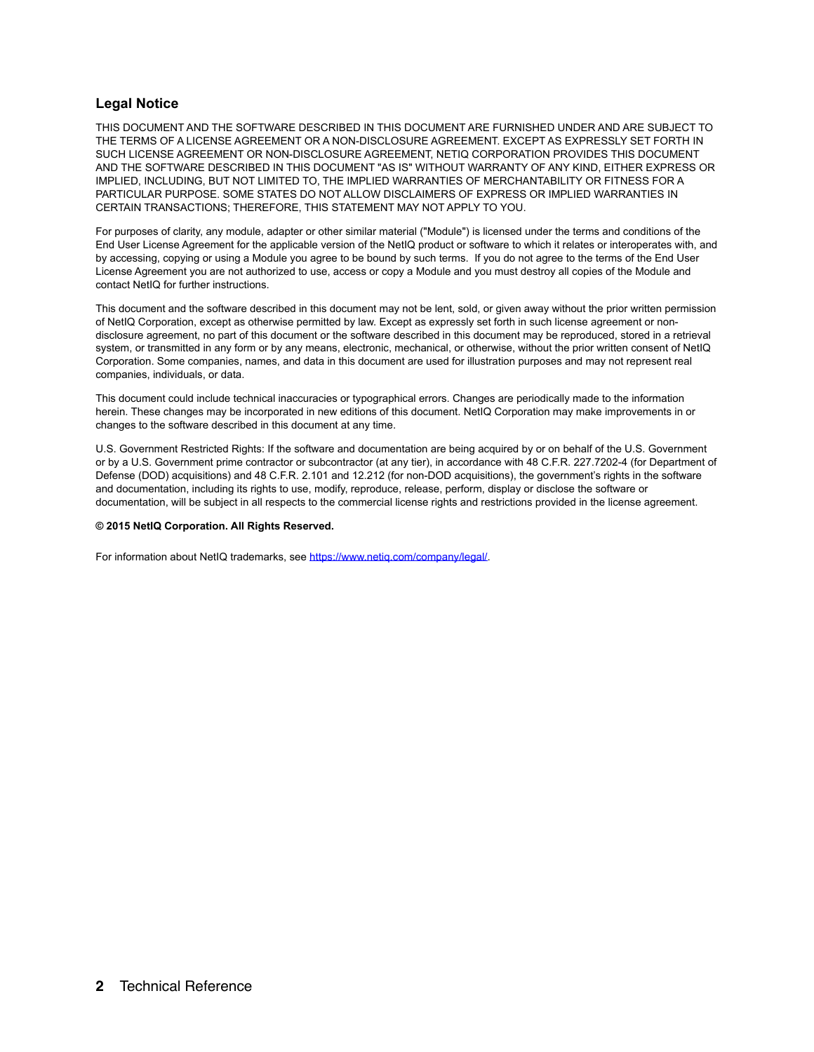## Legal Notice

THIS DOCUMENT AND THE SOFTWARE DESCRIBED IN THIS DOCUMENT ARE FURNISHED UNDER AND ARE SUBJECT TO THE TERMS OF A LICENSE AGREEMENT OR A NON-DISCLOSURE AGREEMENT. EXCEPT AS EXPRESSLY SET FORTH IN SUCH LICENSE AGREEMENT OR NON-DISCLOSURE AGREEMENT, NETIQ CORPORATION PROVIDES THIS DOCUMENT AND THE SOFTWARE DESCRIBED IN THIS DOCUMENT "AS IS" WITHOUT WARRANTY OF ANY KIND, EITHER EXPRESS OR IMPLIED, INCLUDING, BUT NOT LIMITED TO, THE IMPLIED WARRANTIES OF MERCHANTABILITY OR FITNESS FOR A PARTICULAR PURPOSE. SOME STATES DO NOT ALLOW DISCLAIMERS OF EXPRESS OR IMPLIED WARRANTIES IN CERTAIN TRANSACTIONS; THEREFORE, THIS STATEMENT MAY NOT APPLY TO YOU.

For purposes of clarity, any module, adapter or other similar material ("Module") is licensed under the terms and conditions of the End User License Agreement for the applicable version of the NetIQ product or software to which it relates or interoperates with, and by accessing, copying or using a Module you agree to be bound by such terms. If you do not agree to the terms of the End User License Agreement you are not authorized to use, access or copy a Module and you must destroy all copies of the Module and contact NetIQ for further instructions.

This document and the software described in this document may not be lent, sold, or given away without the prior written permission of NetIQ Corporation, except as otherwise permitted by law. Except as expressly set forth in such license agreement or non-disclosure agreement, no part of this document or the software described in this document may be reproduced, stored in a retrieval system, or transmitted in any form or by any means, electronic, mechanical, or otherwise, without the prior written consent of NetIQ Corporation. Some companies, names, and data in this document are used for illustration purposes and may not represent real companies, individuals, or data.

This document could include technical inaccuracies or typographical errors. Changes are periodically made to the information herein. These changes may be incorporated in new editions of this document. NetIQ Corporation may make improvements in or changes to the software described in this document at any time.

U.S. Government Restricted Rights: If the software and documentation are being acquired by or on behalf of the U.S. Government or by a U.S. Government prime contractor or subcontractor (at any tier), in accordance with 48 C.F.R. 227.7202-4 (for Department of Defense (DOD) acquisitions) and 48 C.F.R. 2.101 and 12.212 (for non-DOD acquisitions), the government's rights in the software and documentation, including its rights to use, modify, reproduce, release, perform, display or disclose the software or documentation, will be subject in all respects to the commercial license rights and restrictions provided in the license agreement.

**© 2015 NetIQ Corporation. All Rights Reserved.**

For information about NetIQ trademarks, see [https://www.netiq.com/company/legal/](https://www.netiq.com/company/legal/).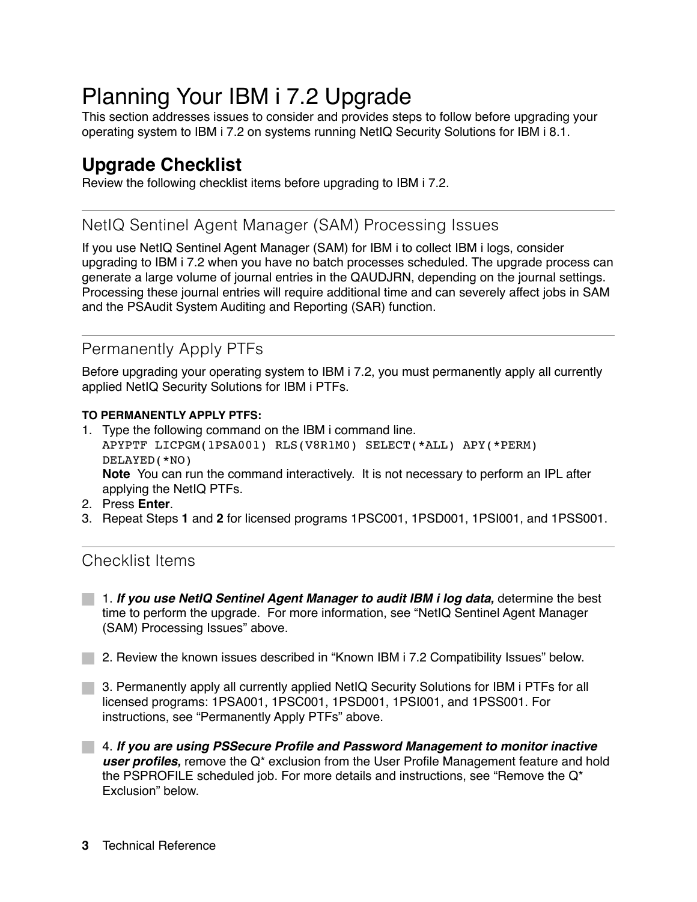# Planning Your IBM i 7.2 Upgrade

This section addresses issues to consider and provides steps to follow before upgrading your operating system to IBM i 7.2 on systems running NetIQ Security Solutions for IBM i 8.1.

## Upgrade Checklist

Review the following checklist items before upgrading to IBM i 7.2.

### NetIQ Sentinel Agent Manager (SAM) Processing Issues

If you use NetIQ Sentinel Agent Manager (SAM) for IBM i to collect IBM i logs, consider upgrading to IBM i 7.2 when you have no batch processes scheduled. The upgrade process can generate a large volume of journal entries in the QAUDJRN, depending on the journal settings. Processing these journal entries will require additional time and can severely affect jobs in SAM and the PSAudit System Auditing and Reporting (SAR) function.

### Permanently Apply PTFs

Before upgrading your operating system to IBM i 7.2, you must permanently apply all currently applied NetIQ Security Solutions for IBM i PTFs.

**TO PERMANENTLY APPLY PTFS:**

1. Type the following command on the IBM i command line.
   ```
   APYPTF LICPGM(1PSA001) RLS(V8R1M0) SELECT(*ALL) APY(*PERM)
   DELAYED(*NO)
   ```
   **Note** You can run the command interactively. It is not necessary to perform an IPL after applying the NetIQ PTFs.
2. Press **Enter**.
3. Repeat Steps **1** and **2** for licensed programs 1PSC001, 1PSD001, 1PSI001, and 1PSS001.

### Checklist Items

- [ ] 1. ***If you use NetIQ Sentinel Agent Manager to audit IBM i log data,*** determine the best time to perform the upgrade. For more information, see “NetIQ Sentinel Agent Manager (SAM) Processing Issues” above.

- [ ] 2. Review the known issues described in “Known IBM i 7.2 Compatibility Issues” below.

- [ ] 3. Permanently apply all currently applied NetIQ Security Solutions for IBM i PTFs for all licensed programs: 1PSA001, 1PSC001, 1PSD001, 1PSI001, and 1PSS001. For instructions, see “Permanently Apply PTFs” above.

- [ ] 4. ***If you are using PSSecure Profile and Password Management to monitor inactive user profiles,*** remove the Q* exclusion from the User Profile Management feature and hold the PSPROFILE scheduled job. For more details and instructions, see “Remove the Q* Exclusion” below.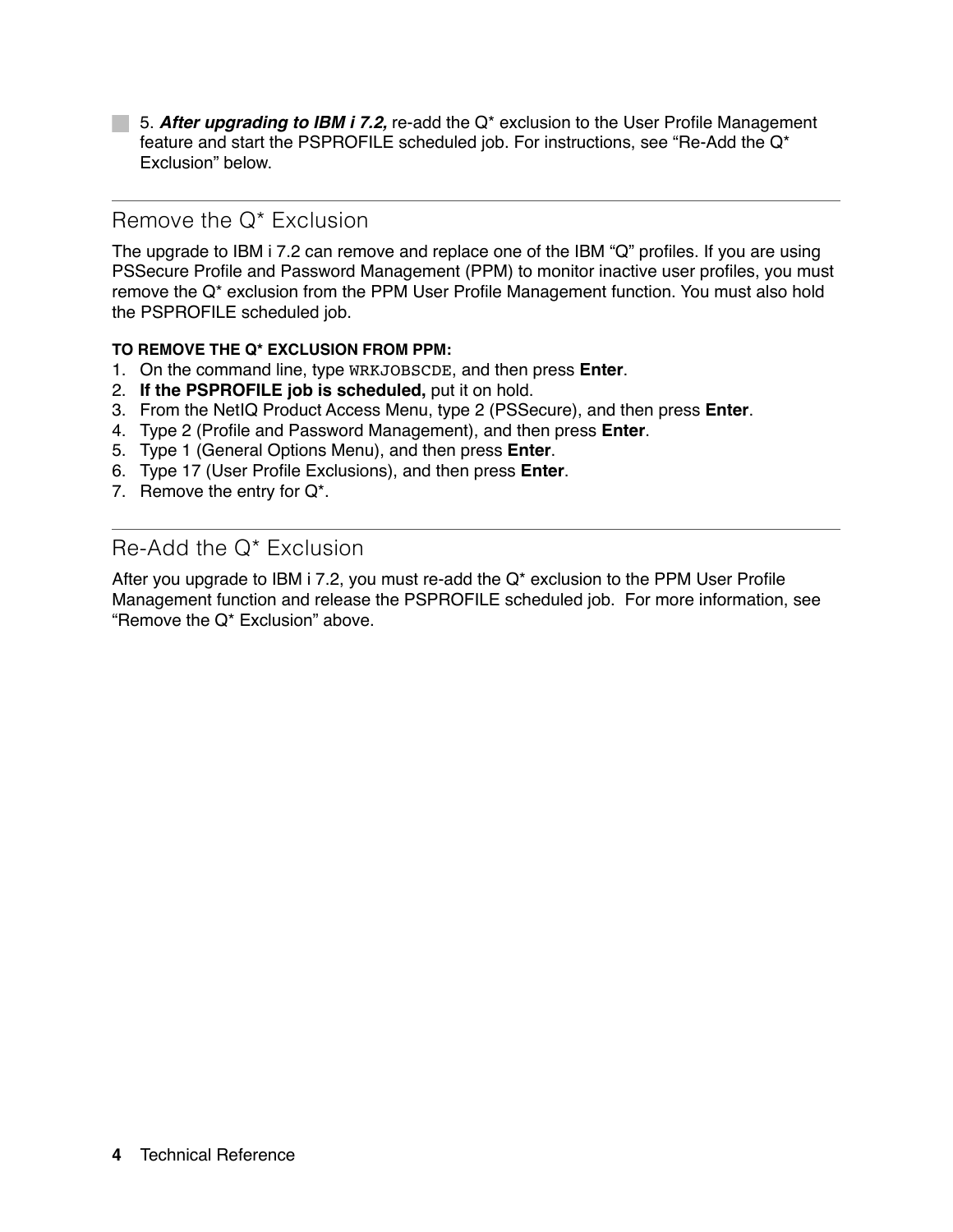5. ***After upgrading to IBM i 7.2,*** re-add the Q* exclusion to the User Profile Management feature and start the PSPROFILE scheduled job. For instructions, see "Re-Add the Q* Exclusion" below.

## Remove the Q* Exclusion

The upgrade to IBM i 7.2 can remove and replace one of the IBM "Q" profiles. If you are using PSSecure Profile and Password Management (PPM) to monitor inactive user profiles, you must remove the Q* exclusion from the PPM User Profile Management function. You must also hold the PSPROFILE scheduled job.

**TO REMOVE THE Q* EXCLUSION FROM PPM:**

1. On the command line, type `WRKJOBSCDE`, and then press **Enter**.
2. **If the PSPROFILE job is scheduled,** put it on hold.
3. From the NetIQ Product Access Menu, type 2 (PSSecure), and then press **Enter**.
4. Type 2 (Profile and Password Management), and then press **Enter**.
5. Type 1 (General Options Menu), and then press **Enter**.
6. Type 17 (User Profile Exclusions), and then press **Enter**.
7. Remove the entry for Q*.

## Re-Add the Q* Exclusion

After you upgrade to IBM i 7.2, you must re-add the Q* exclusion to the PPM User Profile Management function and release the PSPROFILE scheduled job. For more information, see "Remove the Q* Exclusion" above.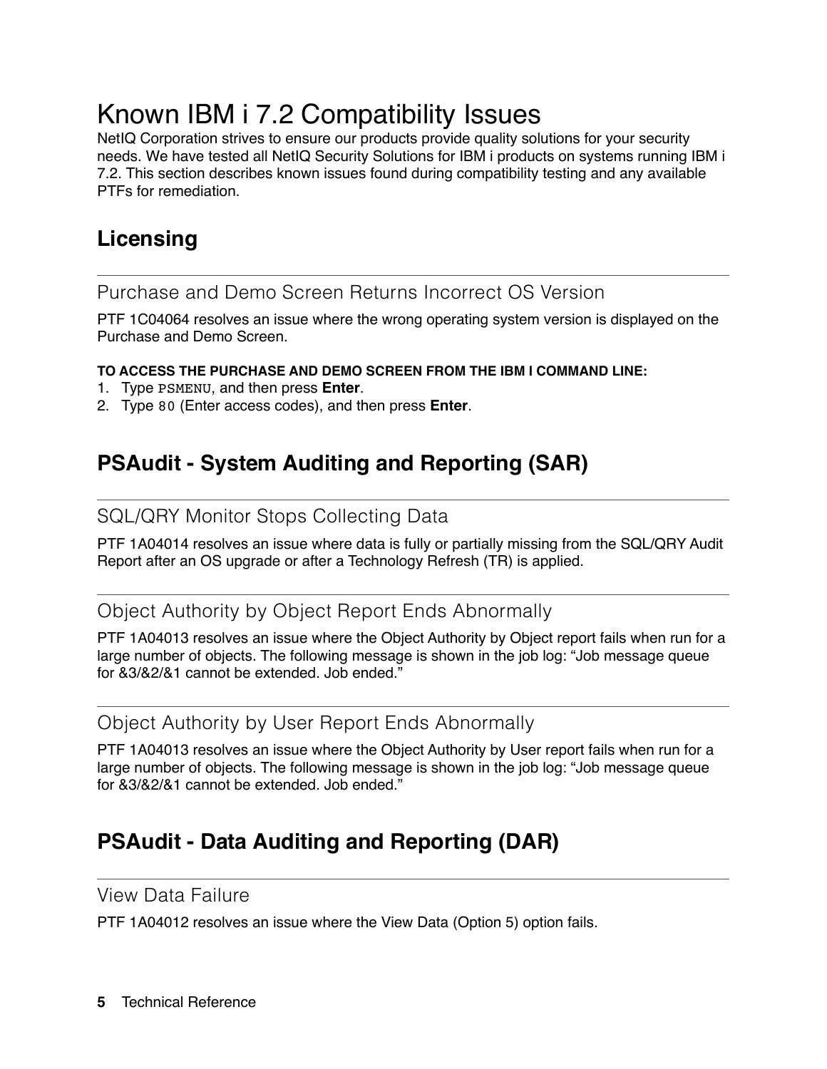# Known IBM i 7.2 Compatibility Issues

NetIQ Corporation strives to ensure our products provide quality solutions for your security needs. We have tested all NetIQ Security Solutions for IBM i products on systems running IBM i 7.2. This section describes known issues found during compatibility testing and any available PTFs for remediation.

## Licensing

### Purchase and Demo Screen Returns Incorrect OS Version

PTF 1C04064 resolves an issue where the wrong operating system version is displayed on the Purchase and Demo Screen.

**TO ACCESS THE PURCHASE AND DEMO SCREEN FROM THE IBM I COMMAND LINE:**

1. Type `PSMENU`, and then press **Enter**.
2. Type `80` (Enter access codes), and then press **Enter**.

## PSAudit - System Auditing and Reporting (SAR)

### SQL/QRY Monitor Stops Collecting Data

PTF 1A04014 resolves an issue where data is fully or partially missing from the SQL/QRY Audit Report after an OS upgrade or after a Technology Refresh (TR) is applied.

### Object Authority by Object Report Ends Abnormally

PTF 1A04013 resolves an issue where the Object Authority by Object report fails when run for a large number of objects. The following message is shown in the job log: “Job message queue for &3/&2/&1 cannot be extended. Job ended.”

### Object Authority by User Report Ends Abnormally

PTF 1A04013 resolves an issue where the Object Authority by User report fails when run for a large number of objects. The following message is shown in the job log: “Job message queue for &3/&2/&1 cannot be extended. Job ended.”

## PSAudit - Data Auditing and Reporting (DAR)

### View Data Failure

PTF 1A04012 resolves an issue where the View Data (Option 5) option fails.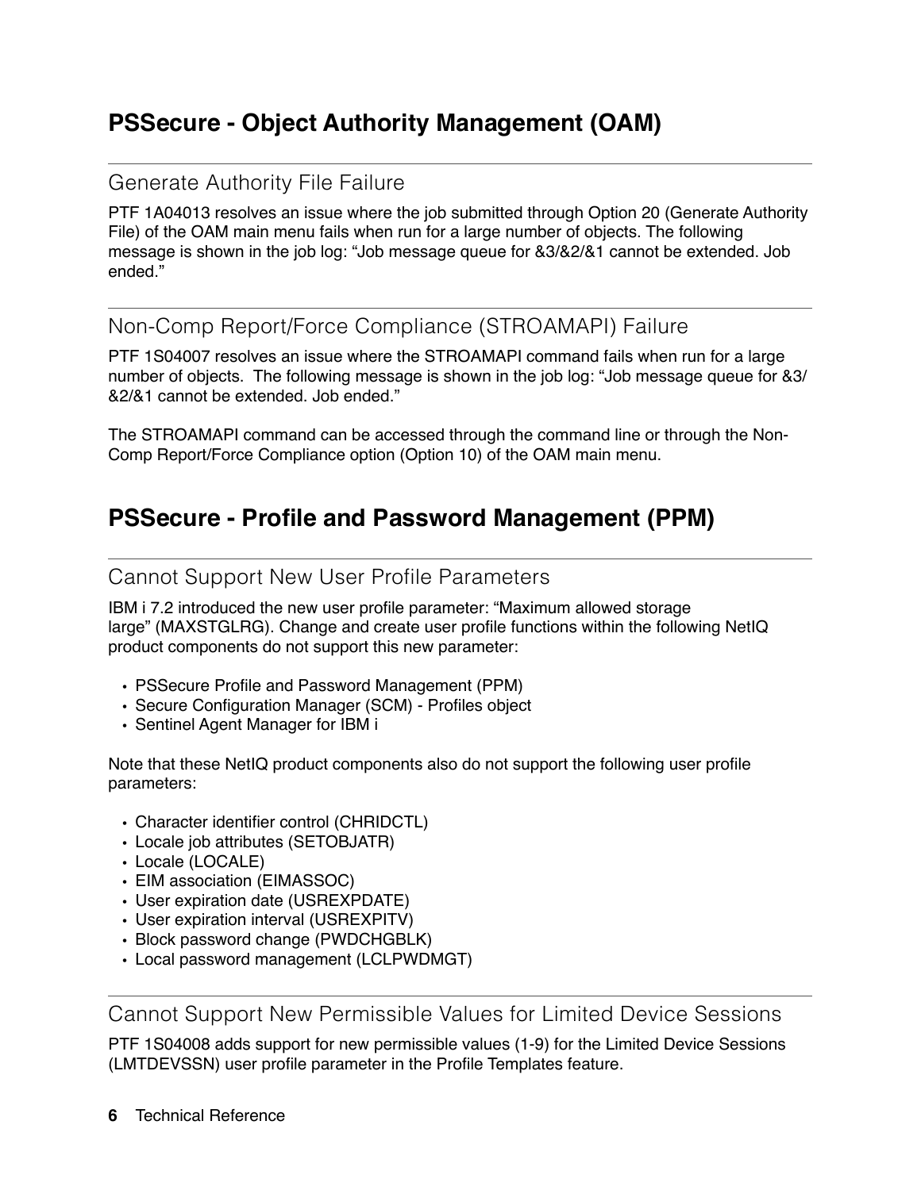## PSSecure - Object Authority Management (OAM)

### Generate Authority File Failure

PTF 1A04013 resolves an issue where the job submitted through Option 20 (Generate Authority File) of the OAM main menu fails when run for a large number of objects. The following message is shown in the job log: “Job message queue for &3/&2/&1 cannot be extended. Job ended.”

### Non-Comp Report/Force Compliance (STROAMAPI) Failure

PTF 1S04007 resolves an issue where the STROAMAPI command fails when run for a large number of objects. The following message is shown in the job log: “Job message queue for &3/&2/&1 cannot be extended. Job ended.”

The STROAMAPI command can be accessed through the command line or through the Non-Comp Report/Force Compliance option (Option 10) of the OAM main menu.

## PSSecure - Profile and Password Management (PPM)

### Cannot Support New User Profile Parameters

IBM i 7.2 introduced the new user profile parameter: “Maximum allowed storage large” (MAXSTGLRG). Change and create user profile functions within the following NetIQ product components do not support this new parameter:

- PSSecure Profile and Password Management (PPM)
- Secure Configuration Manager (SCM) - Profiles object
- Sentinel Agent Manager for IBM i

Note that these NetIQ product components also do not support the following user profile parameters:

- Character identifier control (CHRIDCTL)
- Locale job attributes (SETOBJATR)
- Locale (LOCALE)
- EIM association (EIMASSOC)
- User expiration date (USREXPDATE)
- User expiration interval (USREXPITV)
- Block password change (PWDCHGBLK)
- Local password management (LCLPWDMGT)

### Cannot Support New Permissible Values for Limited Device Sessions

PTF 1S04008 adds support for new permissible values (1-9) for the Limited Device Sessions (LMTDEVSSN) user profile parameter in the Profile Templates feature.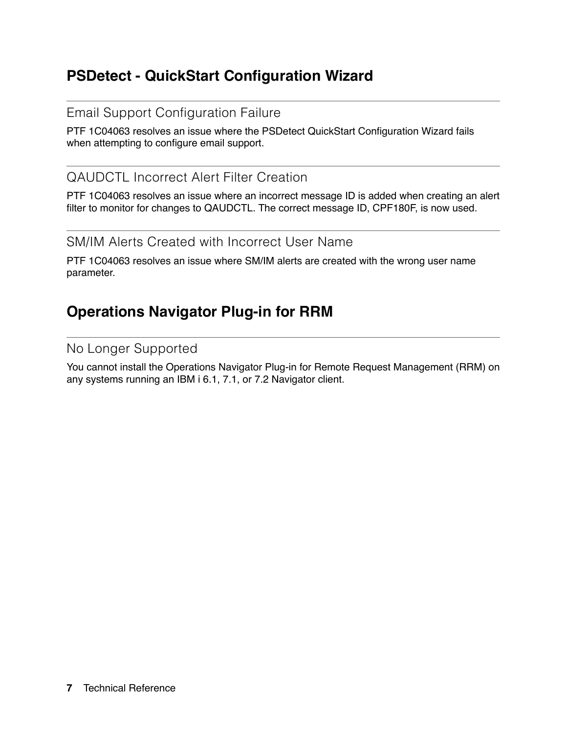## PSDetect - QuickStart Configuration Wizard

### Email Support Configuration Failure

PTF 1C04063 resolves an issue where the PSDetect QuickStart Configuration Wizard fails when attempting to configure email support.

### QAUDCTL Incorrect Alert Filter Creation

PTF 1C04063 resolves an issue where an incorrect message ID is added when creating an alert filter to monitor for changes to QAUDCTL. The correct message ID, CPF180F, is now used.

### SM/IM Alerts Created with Incorrect User Name

PTF 1C04063 resolves an issue where SM/IM alerts are created with the wrong user name parameter.

## Operations Navigator Plug-in for RRM

### No Longer Supported

You cannot install the Operations Navigator Plug-in for Remote Request Management (RRM) on any systems running an IBM i 6.1, 7.1, or 7.2 Navigator client.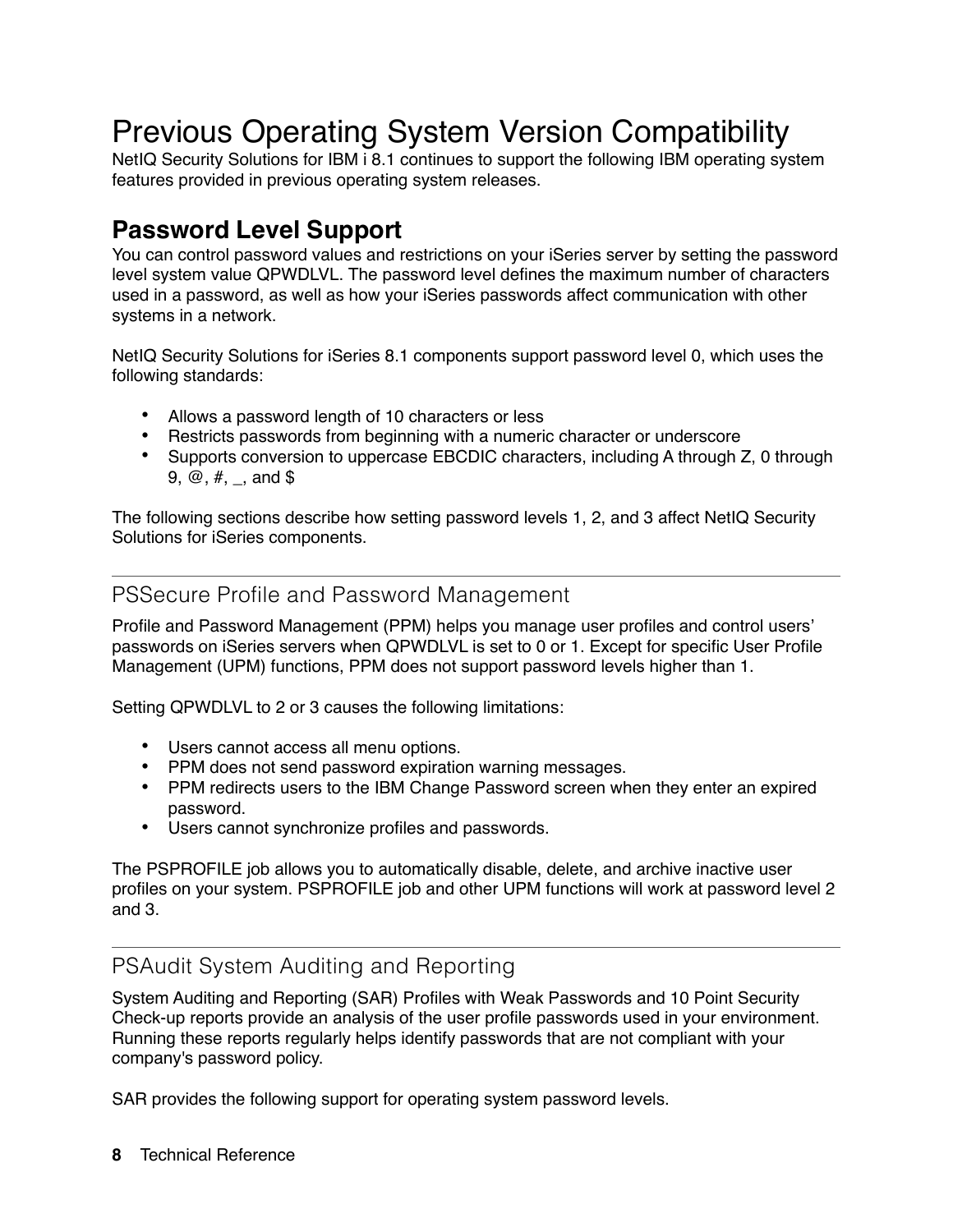# Previous Operating System Version Compatibility

NetIQ Security Solutions for IBM i 8.1 continues to support the following IBM operating system features provided in previous operating system releases.

## Password Level Support

You can control password values and restrictions on your iSeries server by setting the password level system value QPWDLVL. The password level defines the maximum number of characters used in a password, as well as how your iSeries passwords affect communication with other systems in a network.

NetIQ Security Solutions for iSeries 8.1 components support password level 0, which uses the following standards:

- Allows a password length of 10 characters or less
- Restricts passwords from beginning with a numeric character or underscore
- Supports conversion to uppercase EBCDIC characters, including A through Z, 0 through 9, @, #, _, and $

The following sections describe how setting password levels 1, 2, and 3 affect NetIQ Security Solutions for iSeries components.

### PSSecure Profile and Password Management

Profile and Password Management (PPM) helps you manage user profiles and control users' passwords on iSeries servers when QPWDLVL is set to 0 or 1. Except for specific User Profile Management (UPM) functions, PPM does not support password levels higher than 1.

Setting QPWDLVL to 2 or 3 causes the following limitations:

- Users cannot access all menu options.
- PPM does not send password expiration warning messages.
- PPM redirects users to the IBM Change Password screen when they enter an expired password.
- Users cannot synchronize profiles and passwords.

The PSPROFILE job allows you to automatically disable, delete, and archive inactive user profiles on your system. PSPROFILE job and other UPM functions will work at password level 2 and 3.

### PSAudit System Auditing and Reporting

System Auditing and Reporting (SAR) Profiles with Weak Passwords and 10 Point Security Check-up reports provide an analysis of the user profile passwords used in your environment. Running these reports regularly helps identify passwords that are not compliant with your company's password policy.

SAR provides the following support for operating system password levels.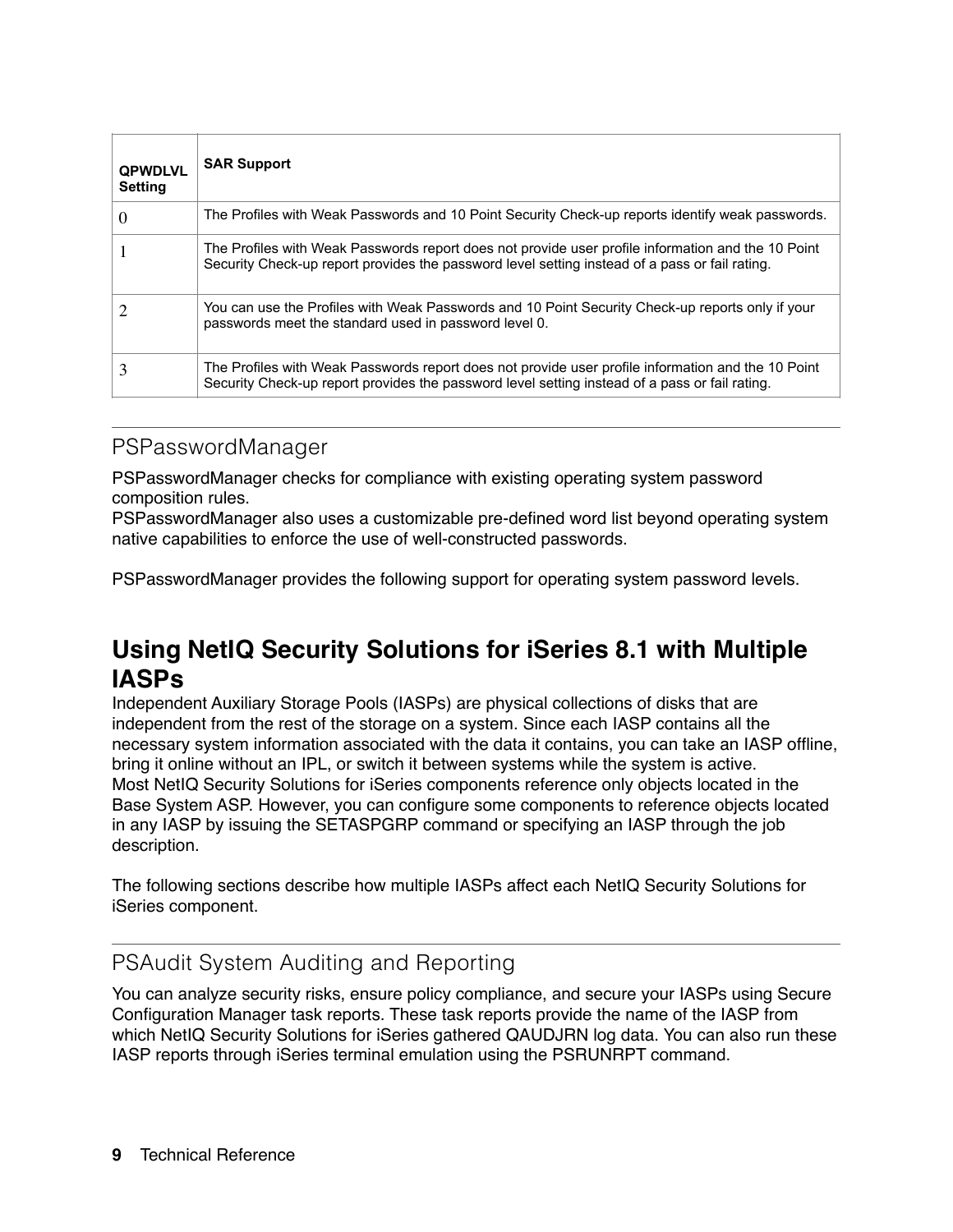| QPWDLVL Setting | SAR Support |
| --- | --- |
| 0 | The Profiles with Weak Passwords and 10 Point Security Check-up reports identify weak passwords. |
| 1 | The Profiles with Weak Passwords report does not provide user profile information and the 10 Point Security Check-up report provides the password level setting instead of a pass or fail rating. |
| 2 | You can use the Profiles with Weak Passwords and 10 Point Security Check-up reports only if your passwords meet the standard used in password level 0. |
| 3 | The Profiles with Weak Passwords report does not provide user profile information and the 10 Point Security Check-up report provides the password level setting instead of a pass or fail rating. |

### PSPasswordManager

PSPasswordManager checks for compliance with existing operating system password composition rules.
PSPasswordManager also uses a customizable pre-defined word list beyond operating system native capabilities to enforce the use of well-constructed passwords.

PSPasswordManager provides the following support for operating system password levels.

## Using NetIQ Security Solutions for iSeries 8.1 with Multiple IASPs

Independent Auxiliary Storage Pools (IASPs) are physical collections of disks that are independent from the rest of the storage on a system. Since each IASP contains all the necessary system information associated with the data it contains, you can take an IASP offline, bring it online without an IPL, or switch it between systems while the system is active.
Most NetIQ Security Solutions for iSeries components reference only objects located in the Base System ASP. However, you can configure some components to reference objects located in any IASP by issuing the SETASPGRP command or specifying an IASP through the job description.

The following sections describe how multiple IASPs affect each NetIQ Security Solutions for iSeries component.

### PSAudit System Auditing and Reporting

You can analyze security risks, ensure policy compliance, and secure your IASPs using Secure Configuration Manager task reports. These task reports provide the name of the IASP from which NetIQ Security Solutions for iSeries gathered QAUDJRN log data. You can also run these IASP reports through iSeries terminal emulation using the PSRUNRPT command.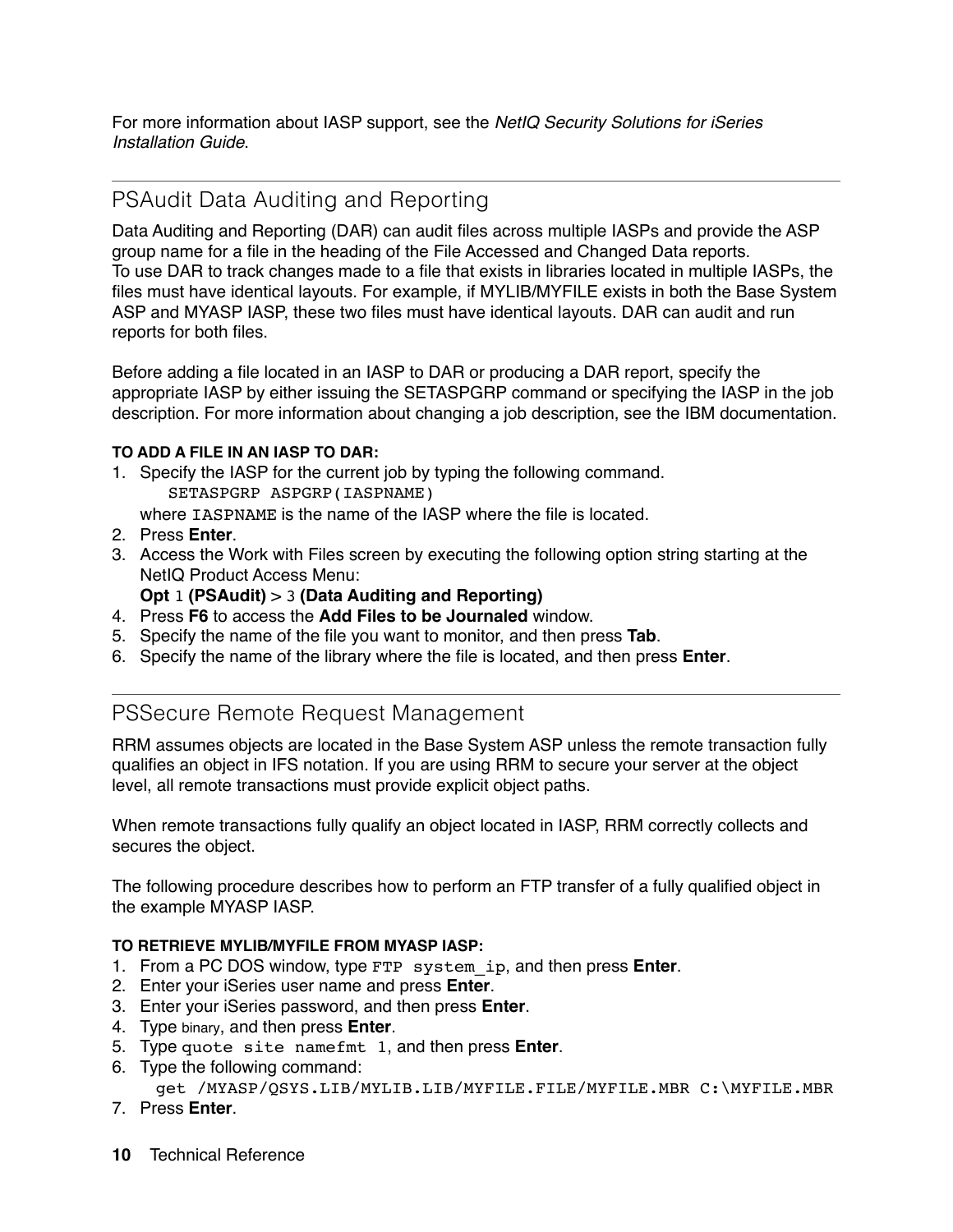For more information about IASP support, see the *NetIQ Security Solutions for iSeries Installation Guide*.

## PSAudit Data Auditing and Reporting

Data Auditing and Reporting (DAR) can audit files across multiple IASPs and provide the ASP group name for a file in the heading of the File Accessed and Changed Data reports.
To use DAR to track changes made to a file that exists in libraries located in multiple IASPs, the files must have identical layouts. For example, if MYLIB/MYFILE exists in both the Base System ASP and MYASP IASP, these two files must have identical layouts. DAR can audit and run reports for both files.

Before adding a file located in an IASP to DAR or producing a DAR report, specify the appropriate IASP by either issuing the SETASPGRP command or specifying the IASP in the job description. For more information about changing a job description, see the IBM documentation.

**TO ADD A FILE IN AN IASP TO DAR:**

1. Specify the IASP for the current job by typing the following command.
   ```
   SETASPGRP ASPGRP(IASPNAME)
   ```
   where `IASPNAME` is the name of the IASP where the file is located.
2. Press **Enter**.
3. Access the Work with Files screen by executing the following option string starting at the NetIQ Product Access Menu:
   **Opt** `1` **(PSAudit)** > `3` **(Data Auditing and Reporting)**
4. Press **F6** to access the **Add Files to be Journaled** window.
5. Specify the name of the file you want to monitor, and then press **Tab**.
6. Specify the name of the library where the file is located, and then press **Enter**.

## PSSecure Remote Request Management

RRM assumes objects are located in the Base System ASP unless the remote transaction fully qualifies an object in IFS notation. If you are using RRM to secure your server at the object level, all remote transactions must provide explicit object paths.

When remote transactions fully qualify an object located in IASP, RRM correctly collects and secures the object.

The following procedure describes how to perform an FTP transfer of a fully qualified object in the example MYASP IASP.

**TO RETRIEVE MYLIB/MYFILE FROM MYASP IASP:**

1. From a PC DOS window, type `FTP system_ip`, and then press **Enter**.
2. Enter your iSeries user name and press **Enter**.
3. Enter your iSeries password, and then press **Enter**.
4. Type binary, and then press **Enter**.
5. Type `quote site namefmt 1`, and then press **Enter**.
6. Type the following command:
   ```
   get /MYASP/QSYS.LIB/MYLIB.LIB/MYFILE.FILE/MYFILE.MBR C:\MYFILE.MBR
   ```
7. Press **Enter**.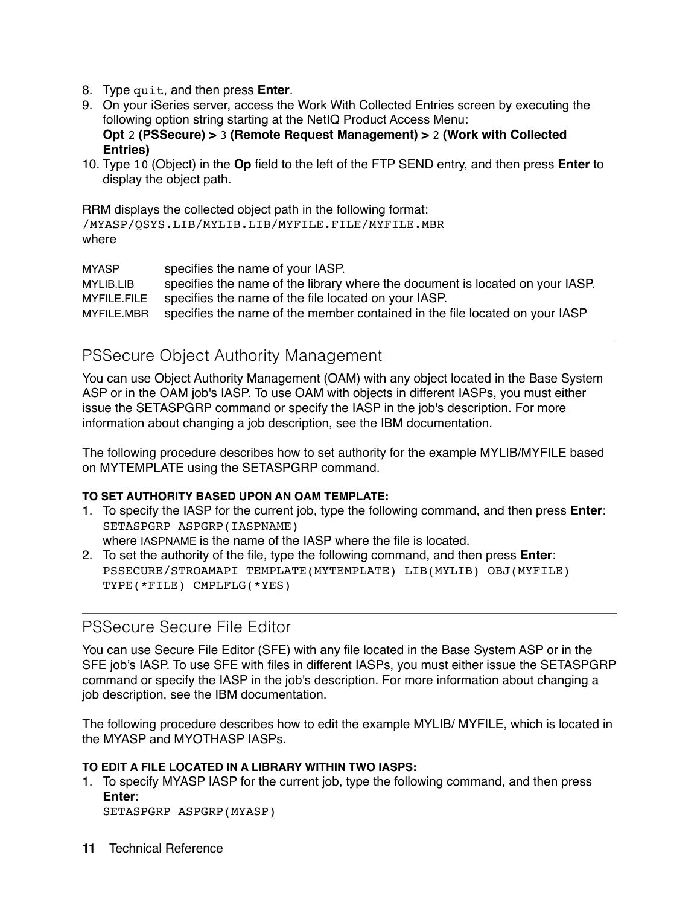8. Type `quit`, and then press **Enter**.
9. On your iSeries server, access the Work With Collected Entries screen by executing the following option string starting at the NetIQ Product Access Menu:
   **Opt** `2` **(PSSecure) >** `3` **(Remote Request Management) >** `2` **(Work with Collected Entries)**
10. Type `10` (Object) in the **Op** field to the left of the FTP SEND entry, and then press **Enter** to display the object path.

RRM displays the collected object path in the following format:
`/MYASP/QSYS.LIB/MYLIB.LIB/MYFILE.FILE/MYFILE.MBR`
where

| | |
|---|---|
| MYASP | specifies the name of your IASP. |
| MYLIB.LIB | specifies the name of the library where the document is located on your IASP. |
| MYFILE.FILE | specifies the name of the file located on your IASP. |
| MYFILE.MBR | specifies the name of the member contained in the file located on your IASP |

## PSSecure Object Authority Management

You can use Object Authority Management (OAM) with any object located in the Base System ASP or in the OAM job's IASP. To use OAM with objects in different IASPs, you must either issue the SETASPGRP command or specify the IASP in the job's description. For more information about changing a job description, see the IBM documentation.

The following procedure describes how to set authority for the example MYLIB/MYFILE based on MYTEMPLATE using the SETASPGRP command.

**TO SET AUTHORITY BASED UPON AN OAM TEMPLATE:**

1. To specify the IASP for the current job, type the following command, and then press **Enter**:
   `SETASPGRP ASPGRP(IASPNAME)`
   where IASPNAME is the name of the IASP where the file is located.
2. To set the authority of the file, type the following command, and then press **Enter**:
   ```
   PSSECURE/STROAMAPI TEMPLATE(MYTEMPLATE) LIB(MYLIB) OBJ(MYFILE)
   TYPE(*FILE) CMPLFLG(*YES)
   ```

## PSSecure Secure File Editor

You can use Secure File Editor (SFE) with any file located in the Base System ASP or in the SFE job's IASP. To use SFE with files in different IASPs, you must either issue the SETASPGRP command or specify the IASP in the job's description. For more information about changing a job description, see the IBM documentation.

The following procedure describes how to edit the example MYLIB/ MYFILE, which is located in the MYASP and MYOTHASP IASPs.

**TO EDIT A FILE LOCATED IN A LIBRARY WITHIN TWO IASPS:**

1. To specify MYASP IASP for the current job, type the following command, and then press **Enter**:
   `SETASPGRP ASPGRP(MYASP)`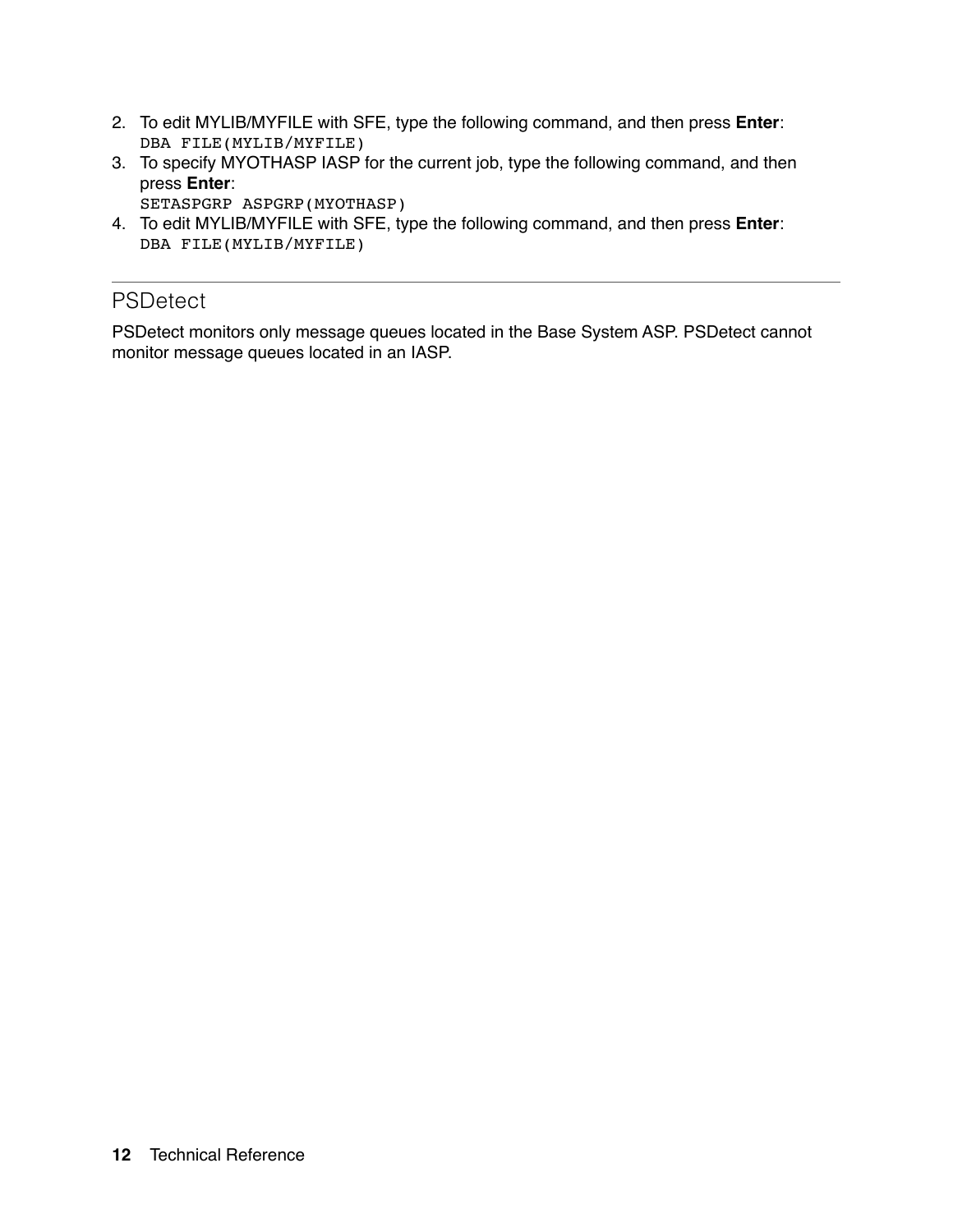2. To edit MYLIB/MYFILE with SFE, type the following command, and then press **Enter**:
   ```
   DBA FILE(MYLIB/MYFILE)
   ```
3. To specify MYOTHASP IASP for the current job, type the following command, and then press **Enter**:
   ```
   SETASPGRP ASPGRP(MYOTHASP)
   ```
4. To edit MYLIB/MYFILE with SFE, type the following command, and then press **Enter**:
   ```
   DBA FILE(MYLIB/MYFILE)
   ```

## PSDetect

PSDetect monitors only message queues located in the Base System ASP. PSDetect cannot monitor message queues located in an IASP.